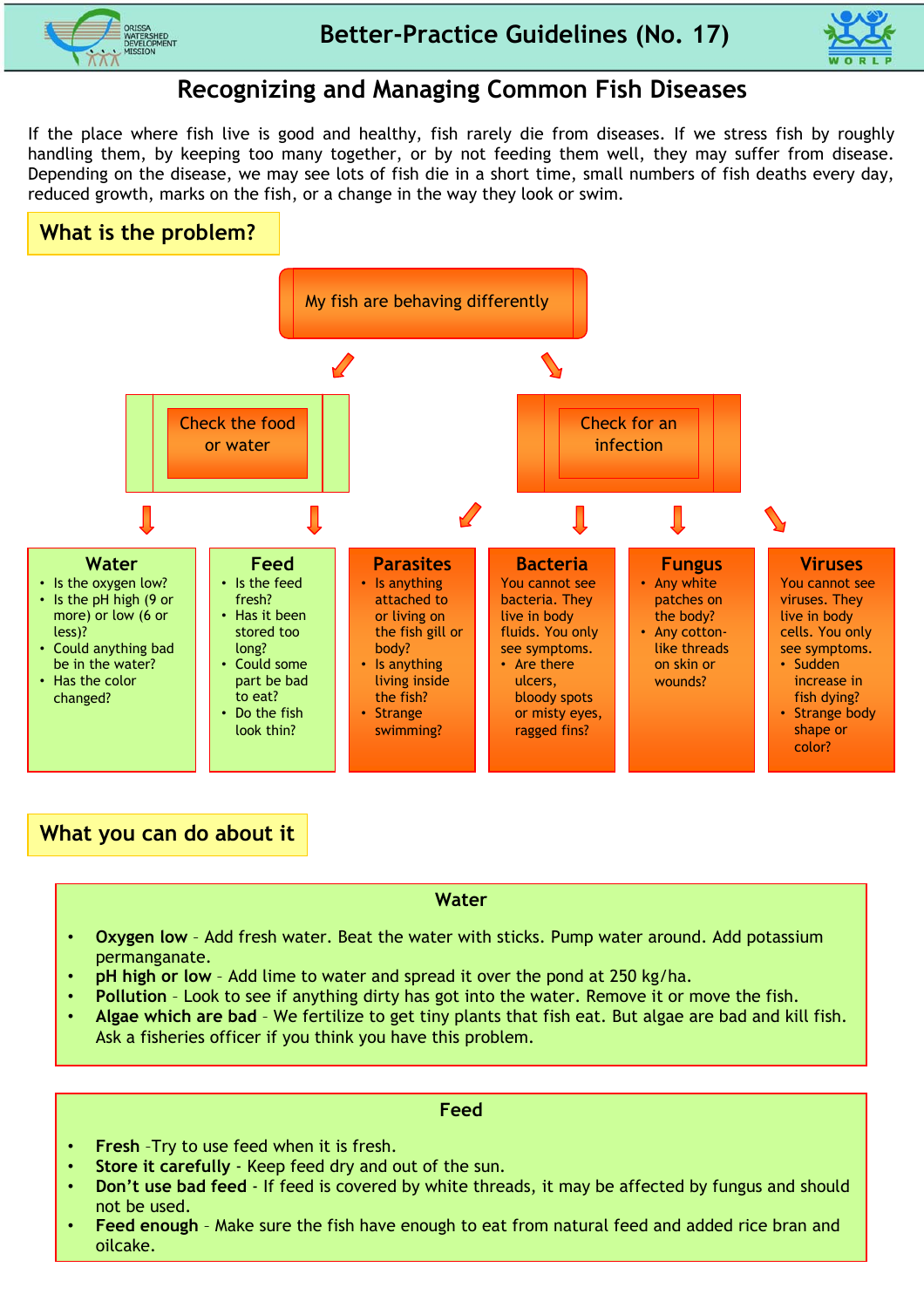# Better-Practice Guidelines (No. 17)

## Recognizing and Managing Common Fish Diseases

If the place where fish live is good and healthy, fish rarely die from diseases. If we stress fish by roughly handling them, by keeping too many together, or by not feeding them well, they may suffer from disease. Depending on the disease, we may see lots of fish die in a short time, small numbers of fish deaths every day, reduced growth, marks on the fish, or a change in the way they look or swim.

### What is the problem?

My fish are behaving differently

- Check the food or water
- Check for an infection

**Water**
- Is the oxygen low?
- Is the pH high (9 or more) or low (6 or less)?
- Could anything bad be in the water?
- Has the color changed?

**Feed**
- Is the feed fresh?
- Has it been stored too long?
- Could some part be bad to eat?
- Do the fish look thin?

**Parasites**
- Is anything attached to or living on the fish gill or body?
- Is anything living inside the fish?
- Strange swimming?

**Bacteria**

You cannot see bacteria. They live in body fluids. You only see symptoms.
- Are there ulcers, bloody spots or misty eyes, ragged fins?

**Fungus**
- Any white patches on the body?
- Any cotton-like threads on skin or wounds?

**Viruses**

You cannot see viruses. They live in body cells. You only see symptoms.
- Sudden increase in fish dying?
- Strange body shape or color?

### What you can do about it

#### Water

- **Oxygen low** - Add fresh water. Beat the water with sticks. Pump water around. Add potassium permanganate.
- **pH high or low** - Add lime to water and spread it over the pond at 250 kg/ha.
- **Pollution** - Look to see if anything dirty has got into the water. Remove it or move the fish.
- **Algae which are bad** - We fertilize to get tiny plants that fish eat. But algae are bad and kill fish. Ask a fisheries officer if you think you have this problem.

#### Feed

- **Fresh** –Try to use feed when it is fresh.
- **Store it carefully** - Keep feed dry and out of the sun.
- **Don't use bad feed** - If feed is covered by white threads, it may be affected by fungus and should not be used.
- **Feed enough** - Make sure the fish have enough to eat from natural feed and added rice bran and oilcake.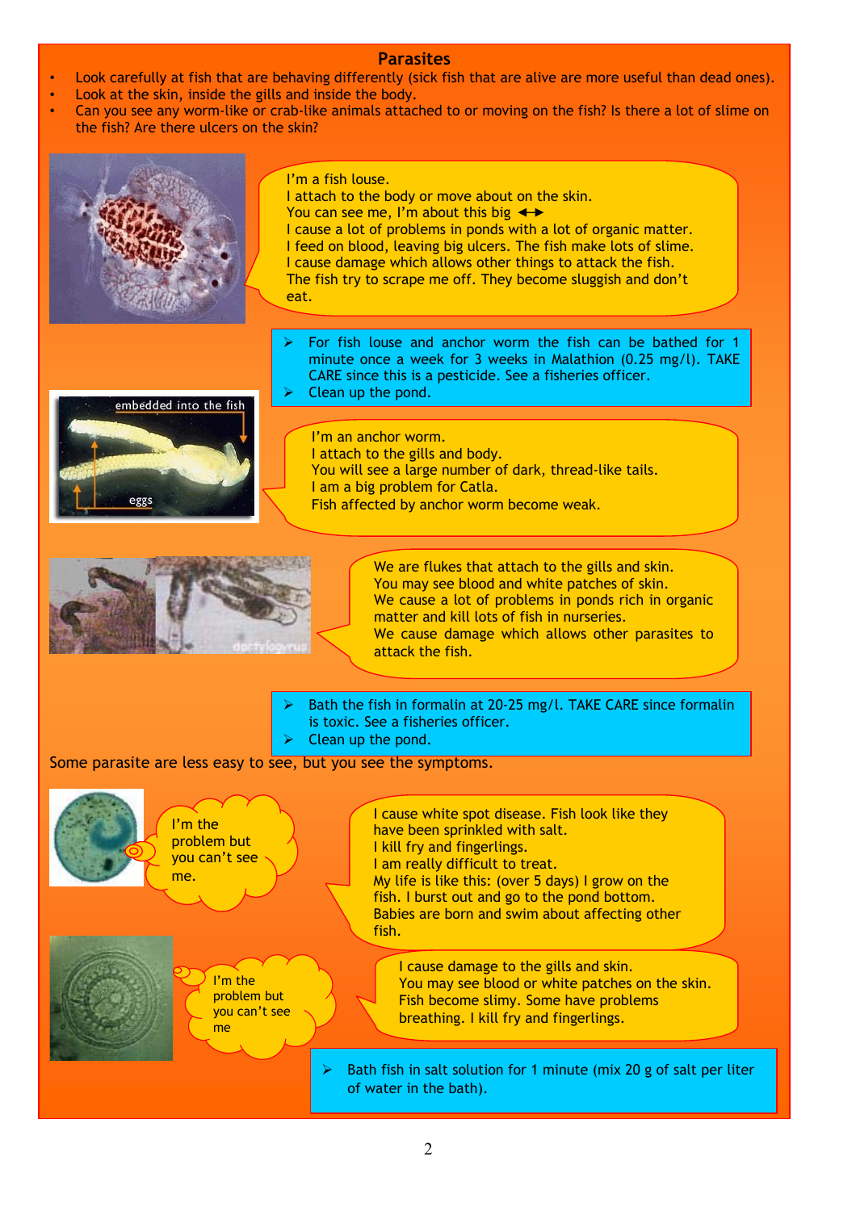## Parasites

- Look carefully at fish that are behaving differently (sick fish that are alive are more useful than dead ones).
- Look at the skin, inside the gills and inside the body.
- Can you see any worm-like or crab-like animals attached to or moving on the fish? Is there a lot of slime on the fish? Are there ulcers on the skin?

I'm a fish louse.
I attach to the body or move about on the skin.
You can see me, I'm about this big ◄►
I cause a lot of problems in ponds with a lot of organic matter.
I feed on blood, leaving big ulcers. The fish make lots of slime.
I cause damage which allows other things to attack the fish.
The fish try to scrape me off. They become sluggish and don't eat.

- For fish louse and anchor worm the fish can be bathed for 1 minute once a week for 3 weeks in Malathion (0.25 mg/l). TAKE CARE since this is a pesticide. See a fisheries officer.
- Clean up the pond.

embedded into the fish

eggs

I'm an anchor worm.
I attach to the gills and body.
You will see a large number of dark, thread-like tails.
I am a big problem for Catla.
Fish affected by anchor worm become weak.

dactylogyrus

We are flukes that attach to the gills and skin.
You may see blood and white patches of skin.
We cause a lot of problems in ponds rich in organic matter and kill lots of fish in nurseries.
We cause damage which allows other parasites to attack the fish.

- Bath the fish in formalin at 20-25 mg/l. TAKE CARE since formalin is toxic. See a fisheries officer.
- Clean up the pond.

Some parasite are less easy to see, but you see the symptoms.

I'm the problem but you can't see me.

I cause white spot disease. Fish look like they have been sprinkled with salt.
I kill fry and fingerlings.
I am really difficult to treat.
My life is like this: (over 5 days) I grow on the fish. I burst out and go to the pond bottom. Babies are born and swim about affecting other fish.

I'm the problem but you can't see me

I cause damage to the gills and skin.
You may see blood or white patches on the skin.
Fish become slimy. Some have problems breathing. I kill fry and fingerlings.

- Bath fish in salt solution for 1 minute (mix 20 g of salt per liter of water in the bath).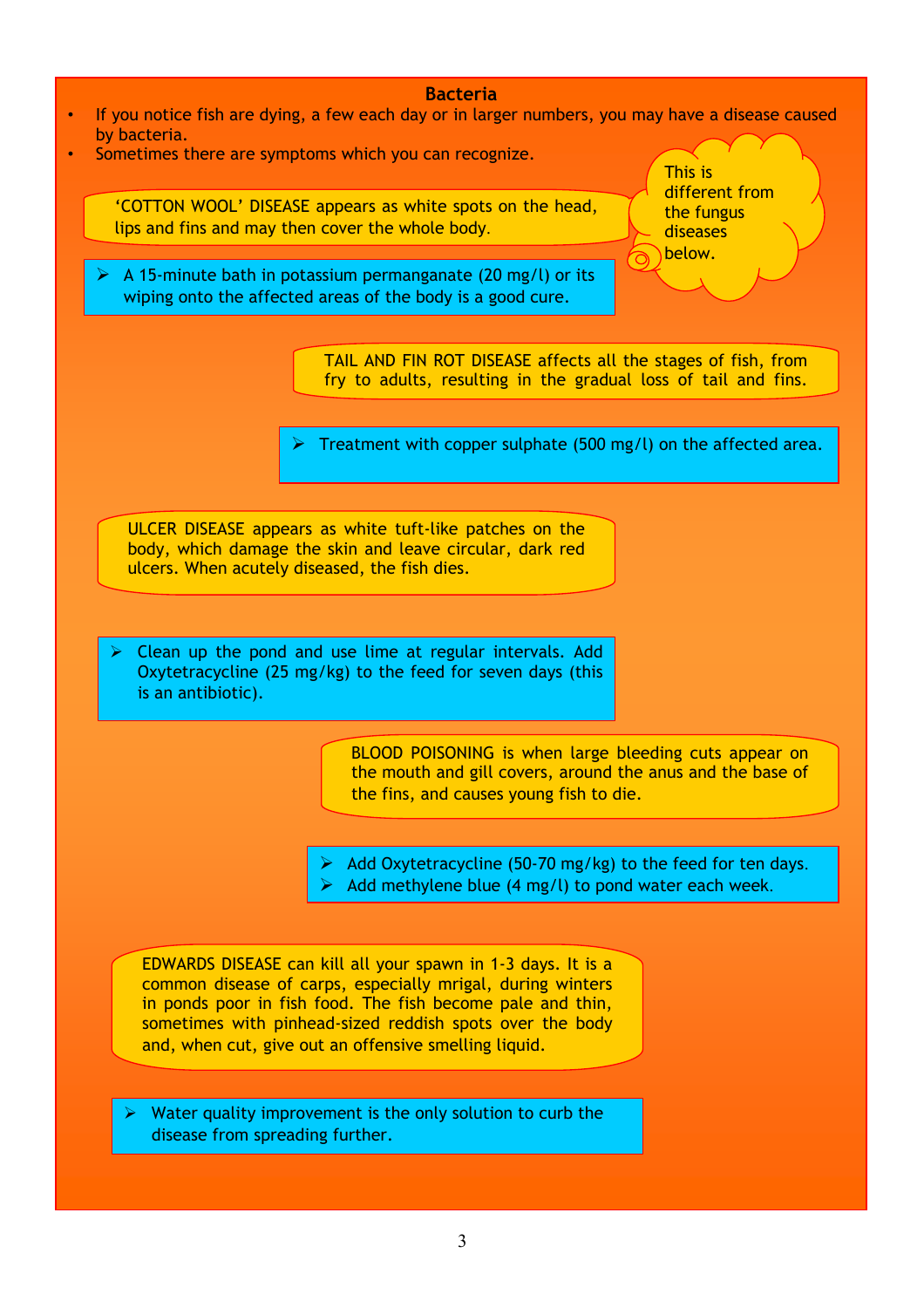## Bacteria

- If you notice fish are dying, a few each day or in larger numbers, you may have a disease caused by bacteria.
- Sometimes there are symptoms which you can recognize.

This is different from the fungus diseases below.

'COTTON WOOL' DISEASE appears as white spots on the head, lips and fins and may then cover the whole body.

- A 15-minute bath in potassium permanganate (20 mg/l) or its wiping onto the affected areas of the body is a good cure.

TAIL AND FIN ROT DISEASE affects all the stages of fish, from fry to adults, resulting in the gradual loss of tail and fins.

- Treatment with copper sulphate (500 mg/l) on the affected area.

ULCER DISEASE appears as white tuft-like patches on the body, which damage the skin and leave circular, dark red ulcers. When acutely diseased, the fish dies.

- Clean up the pond and use lime at regular intervals. Add Oxytetracycline (25 mg/kg) to the feed for seven days (this is an antibiotic).

BLOOD POISONING is when large bleeding cuts appear on the mouth and gill covers, around the anus and the base of the fins, and causes young fish to die.

- Add Oxytetracycline (50-70 mg/kg) to the feed for ten days.
- Add methylene blue (4 mg/l) to pond water each week.

EDWARDS DISEASE can kill all your spawn in 1-3 days. It is a common disease of carps, especially mrigal, during winters in ponds poor in fish food. The fish become pale and thin, sometimes with pinhead-sized reddish spots over the body and, when cut, give out an offensive smelling liquid.

- Water quality improvement is the only solution to curb the disease from spreading further.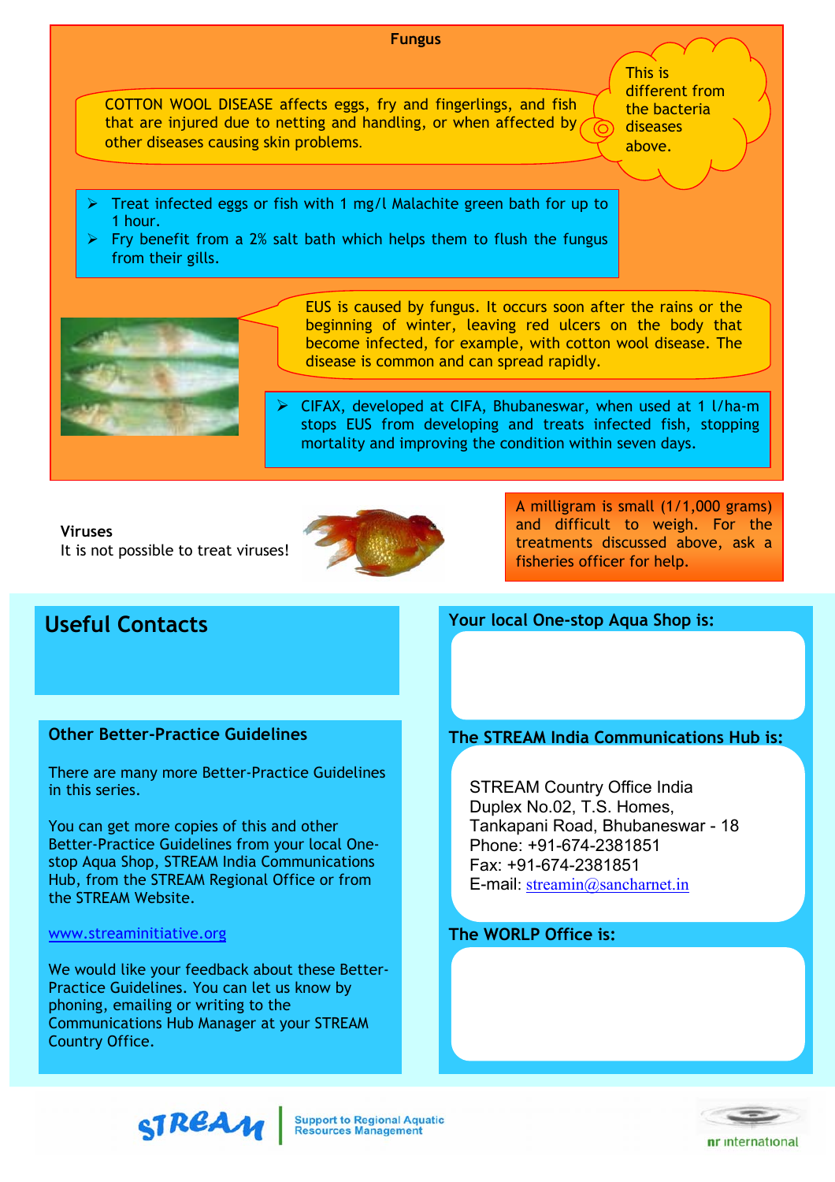## Fungus

COTTON WOOL DISEASE affects eggs, fry and fingerlings, and fish that are injured due to netting and handling, or when affected by other diseases causing skin problems.

This is different from the bacteria diseases above.

- Treat infected eggs or fish with 1 mg/l Malachite green bath for up to 1 hour.
- Fry benefit from a 2% salt bath which helps them to flush the fungus from their gills.

EUS is caused by fungus. It occurs soon after the rains or the beginning of winter, leaving red ulcers on the body that become infected, for example, with cotton wool disease. The disease is common and can spread rapidly.

- CIFAX, developed at CIFA, Bhubaneswar, when used at 1 l/ha-m stops EUS from developing and treats infected fish, stopping mortality and improving the condition within seven days.

**Viruses**
It is not possible to treat viruses!

A milligram is small (1/1,000 grams) and difficult to weigh. For the treatments discussed above, ask a fisheries officer for help.

## Useful Contacts

### Other Better-Practice Guidelines

There are many more Better-Practice Guidelines in this series.

You can get more copies of this and other Better-Practice Guidelines from your local One-stop Aqua Shop, STREAM India Communications Hub, from the STREAM Regional Office or from the STREAM Website.

www.streaminitiative.org

We would like your feedback about these Better-Practice Guidelines. You can let us know by phoning, emailing or writing to the Communications Hub Manager at your STREAM Country Office.

### Your local One-stop Aqua Shop is:

### The STREAM India Communications Hub is:

STREAM Country Office India
Duplex No.02, T.S. Homes,
Tankapani Road, Bhubaneswar - 18
Phone: +91-674-2381851
Fax: +91-674-2381851
E-mail: streamin@sancharnet.in

### The WORLP Office is:

STREAM Support to Regional Aquatic Resources Management

nr international